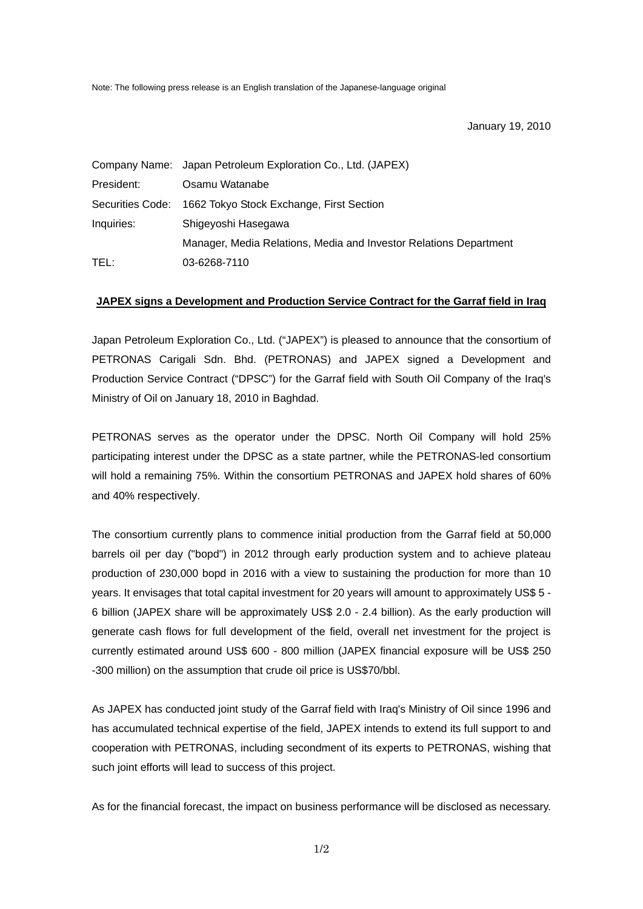Note: The following press release is an English translation of the Japanese-language original

January 19, 2010

| | |
|---|---|
| Company Name: | Japan Petroleum Exploration Co., Ltd. (JAPEX) |
| President: | Osamu Watanabe |
| Securities Code: | 1662 Tokyo Stock Exchange, First Section |
| Inquiries: | Shigeyoshi Hasegawa |
| | Manager, Media Relations, Media and Investor Relations Department |
| TEL: | 03-6268-7110 |

**JAPEX signs a Development and Production Service Contract for the Garraf field in Iraq**

Japan Petroleum Exploration Co., Ltd. ("JAPEX") is pleased to announce that the consortium of PETRONAS Carigali Sdn. Bhd. (PETRONAS) and JAPEX signed a Development and Production Service Contract ("DPSC") for the Garraf field with South Oil Company of the Iraq's Ministry of Oil on January 18, 2010 in Baghdad.

PETRONAS serves as the operator under the DPSC. North Oil Company will hold 25% participating interest under the DPSC as a state partner, while the PETRONAS-led consortium will hold a remaining 75%. Within the consortium PETRONAS and JAPEX hold shares of 60% and 40% respectively.

The consortium currently plans to commence initial production from the Garraf field at 50,000 barrels oil per day ("bopd") in 2012 through early production system and to achieve plateau production of 230,000 bopd in 2016 with a view to sustaining the production for more than 10 years. It envisages that total capital investment for 20 years will amount to approximately US$ 5 - 6 billion (JAPEX share will be approximately US$ 2.0 - 2.4 billion). As the early production will generate cash flows for full development of the field, overall net investment for the project is currently estimated around US$ 600 - 800 million (JAPEX financial exposure will be US$ 250 -300 million) on the assumption that crude oil price is US$70/bbl.

As JAPEX has conducted joint study of the Garraf field with Iraq's Ministry of Oil since 1996 and has accumulated technical expertise of the field, JAPEX intends to extend its full support to and cooperation with PETRONAS, including secondment of its experts to PETRONAS, wishing that such joint efforts will lead to success of this project.

As for the financial forecast, the impact on business performance will be disclosed as necessary.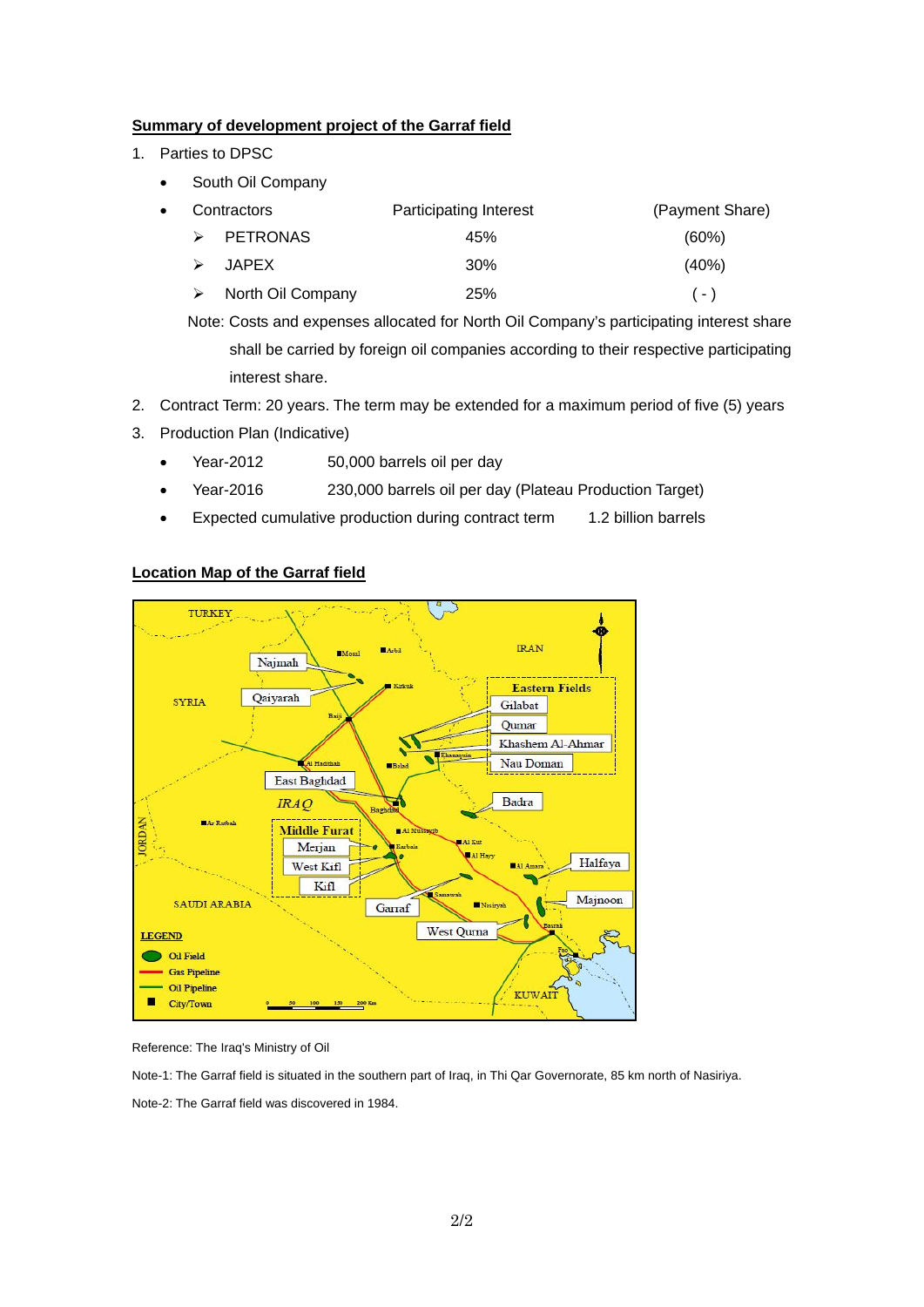**Summary of development project of the Garraf field**

1. Parties to DPSC
   - South Oil Company
   - Contractors

| Contractors | Participating Interest | (Payment Share) |
|---|---|---|
| ➢ PETRONAS | 45% | (60%) |
| ➢ JAPEX | 30% | (40%) |
| ➢ North Oil Company | 25% | ( - ) |

   Note: Costs and expenses allocated for North Oil Company's participating interest share shall be carried by foreign oil companies according to their respective participating interest share.

2. Contract Term: 20 years. The term may be extended for a maximum period of five (5) years
3. Production Plan (Indicative)
   - Year-2012 50,000 barrels oil per day
   - Year-2016 230,000 barrels oil per day (Plateau Production Target)
   - Expected cumulative production during contract term 1.2 billion barrels

**Location Map of the Garraf field**

TURKEY
IRAN
SYRIA
IRAQ
JORDAN
SAUDI ARABIA
KUWAIT
Najmah
Qaiyarah
Eastern Fields
Gilabat
Qumar
Khashem Al-Ahmar
Nau Doman
East Baghdad
Badra
Middle Furat
Merjan
West Kifl
Kifl
Garraf
Halfaya
Majnoon
West Qurna
Mosul
Arbil
Kirkuk
Baiji
Al Hadithah
Balad
Khanaqin
Baghdad
Ar Rutbah
Al Mussayib
Karbala
Al Kut
Al Hayy
Al Amara
Samawah
Nasiriyah
Basrah
Fao
LEGEND
Oil Field
Gas Pipeline
Oil Pipeline
City/Town
0 50 100 150 200 Km

Reference: The Iraq's Ministry of Oil

Note-1: The Garraf field is situated in the southern part of Iraq, in Thi Qar Governorate, 85 km north of Nasiriya.

Note-2: The Garraf field was discovered in 1984.